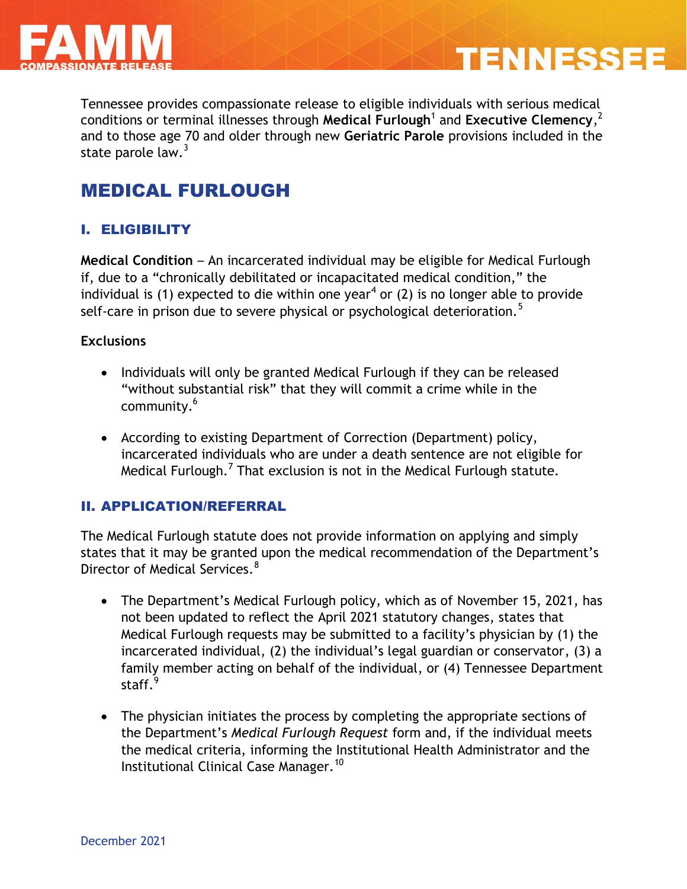# FAMM COMPASSIONATE RELEASE — TENNESSEE

Tennessee provides compassionate release to eligible individuals with serious medical conditions or terminal illnesses through **Medical Furlough**[1] and **Executive Clemency**,[2] and to those age 70 and older through new **Geriatric Parole** provisions included in the state parole law.[3]

## MEDICAL FURLOUGH

### I. ELIGIBILITY

**Medical Condition** – An incarcerated individual may be eligible for Medical Furlough if, due to a "chronically debilitated or incapacitated medical condition," the individual is (1) expected to die within one year[4] or (2) is no longer able to provide self-care in prison due to severe physical or psychological deterioration.[5]

**Exclusions**

- Individuals will only be granted Medical Furlough if they can be released "without substantial risk" that they will commit a crime while in the community.[6]
- According to existing Department of Correction (Department) policy, incarcerated individuals who are under a death sentence are not eligible for Medical Furlough.[7] That exclusion is not in the Medical Furlough statute.

### II. APPLICATION/REFERRAL

The Medical Furlough statute does not provide information on applying and simply states that it may be granted upon the medical recommendation of the Department's Director of Medical Services.[8]

- The Department's Medical Furlough policy, which as of November 15, 2021, has not been updated to reflect the April 2021 statutory changes, states that Medical Furlough requests may be submitted to a facility's physician by (1) the incarcerated individual, (2) the individual's legal guardian or conservator, (3) a family member acting on behalf of the individual, or (4) Tennessee Department staff.[9]
- The physician initiates the process by completing the appropriate sections of the Department's *Medical Furlough Request* form and, if the individual meets the medical criteria, informing the Institutional Health Administrator and the Institutional Clinical Case Manager.[10]

December 2021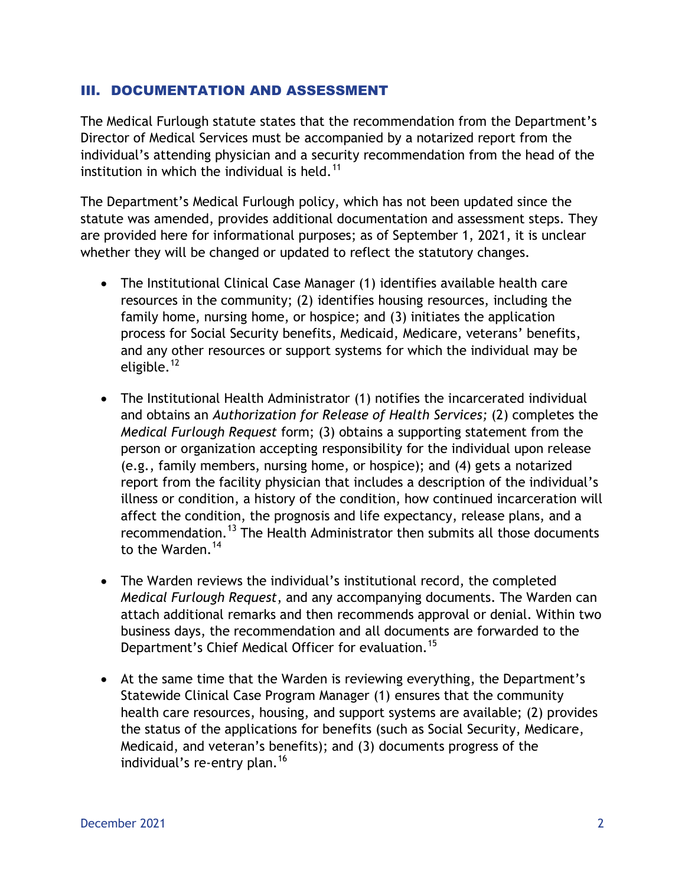## III. DOCUMENTATION AND ASSESSMENT

The Medical Furlough statute states that the recommendation from the Department's Director of Medical Services must be accompanied by a notarized report from the individual's attending physician and a security recommendation from the head of the institution in which the individual is held.[11]

The Department's Medical Furlough policy, which has not been updated since the statute was amended, provides additional documentation and assessment steps. They are provided here for informational purposes; as of September 1, 2021, it is unclear whether they will be changed or updated to reflect the statutory changes.

- The Institutional Clinical Case Manager (1) identifies available health care resources in the community; (2) identifies housing resources, including the family home, nursing home, or hospice; and (3) initiates the application process for Social Security benefits, Medicaid, Medicare, veterans' benefits, and any other resources or support systems for which the individual may be eligible.[12]

- The Institutional Health Administrator (1) notifies the incarcerated individual and obtains an *Authorization for Release of Health Services;* (2) completes the *Medical Furlough Request* form; (3) obtains a supporting statement from the person or organization accepting responsibility for the individual upon release (e.g., family members, nursing home, or hospice); and (4) gets a notarized report from the facility physician that includes a description of the individual's illness or condition, a history of the condition, how continued incarceration will affect the condition, the prognosis and life expectancy, release plans, and a recommendation.[13] The Health Administrator then submits all those documents to the Warden.[14]

- The Warden reviews the individual's institutional record, the completed *Medical Furlough Request*, and any accompanying documents. The Warden can attach additional remarks and then recommends approval or denial. Within two business days, the recommendation and all documents are forwarded to the Department's Chief Medical Officer for evaluation.[15]

- At the same time that the Warden is reviewing everything, the Department's Statewide Clinical Case Program Manager (1) ensures that the community health care resources, housing, and support systems are available; (2) provides the status of the applications for benefits (such as Social Security, Medicare, Medicaid, and veteran's benefits); and (3) documents progress of the individual's re-entry plan.[16]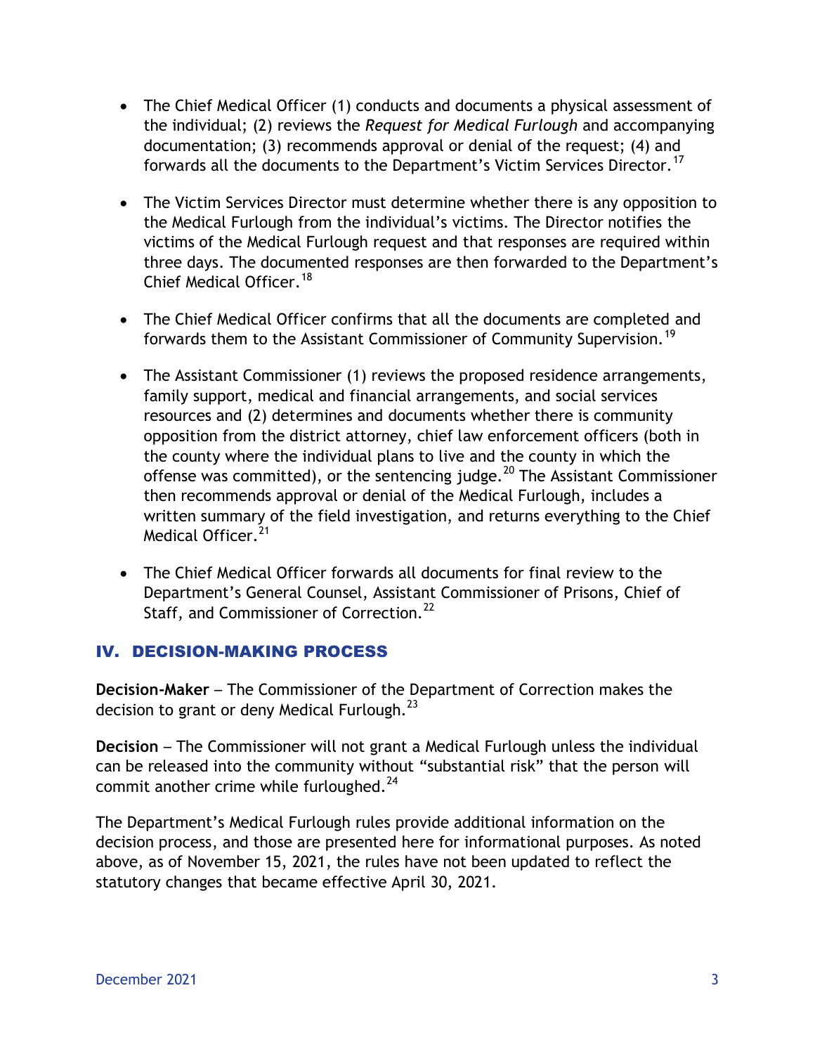- The Chief Medical Officer (1) conducts and documents a physical assessment of the individual; (2) reviews the *Request for Medical Furlough* and accompanying documentation; (3) recommends approval or denial of the request; (4) and forwards all the documents to the Department's Victim Services Director.[17]

- The Victim Services Director must determine whether there is any opposition to the Medical Furlough from the individual's victims. The Director notifies the victims of the Medical Furlough request and that responses are required within three days. The documented responses are then forwarded to the Department's Chief Medical Officer.[18]

- The Chief Medical Officer confirms that all the documents are completed and forwards them to the Assistant Commissioner of Community Supervision.[19]

- The Assistant Commissioner (1) reviews the proposed residence arrangements, family support, medical and financial arrangements, and social services resources and (2) determines and documents whether there is community opposition from the district attorney, chief law enforcement officers (both in the county where the individual plans to live and the county in which the offense was committed), or the sentencing judge.[20] The Assistant Commissioner then recommends approval or denial of the Medical Furlough, includes a written summary of the field investigation, and returns everything to the Chief Medical Officer.[21]

- The Chief Medical Officer forwards all documents for final review to the Department's General Counsel, Assistant Commissioner of Prisons, Chief of Staff, and Commissioner of Correction.[22]

## IV. DECISION-MAKING PROCESS

**Decision-Maker** – The Commissioner of the Department of Correction makes the decision to grant or deny Medical Furlough.[23]

**Decision** – The Commissioner will not grant a Medical Furlough unless the individual can be released into the community without "substantial risk" that the person will commit another crime while furloughed.[24]

The Department's Medical Furlough rules provide additional information on the decision process, and those are presented here for informational purposes. As noted above, as of November 15, 2021, the rules have not been updated to reflect the statutory changes that became effective April 30, 2021.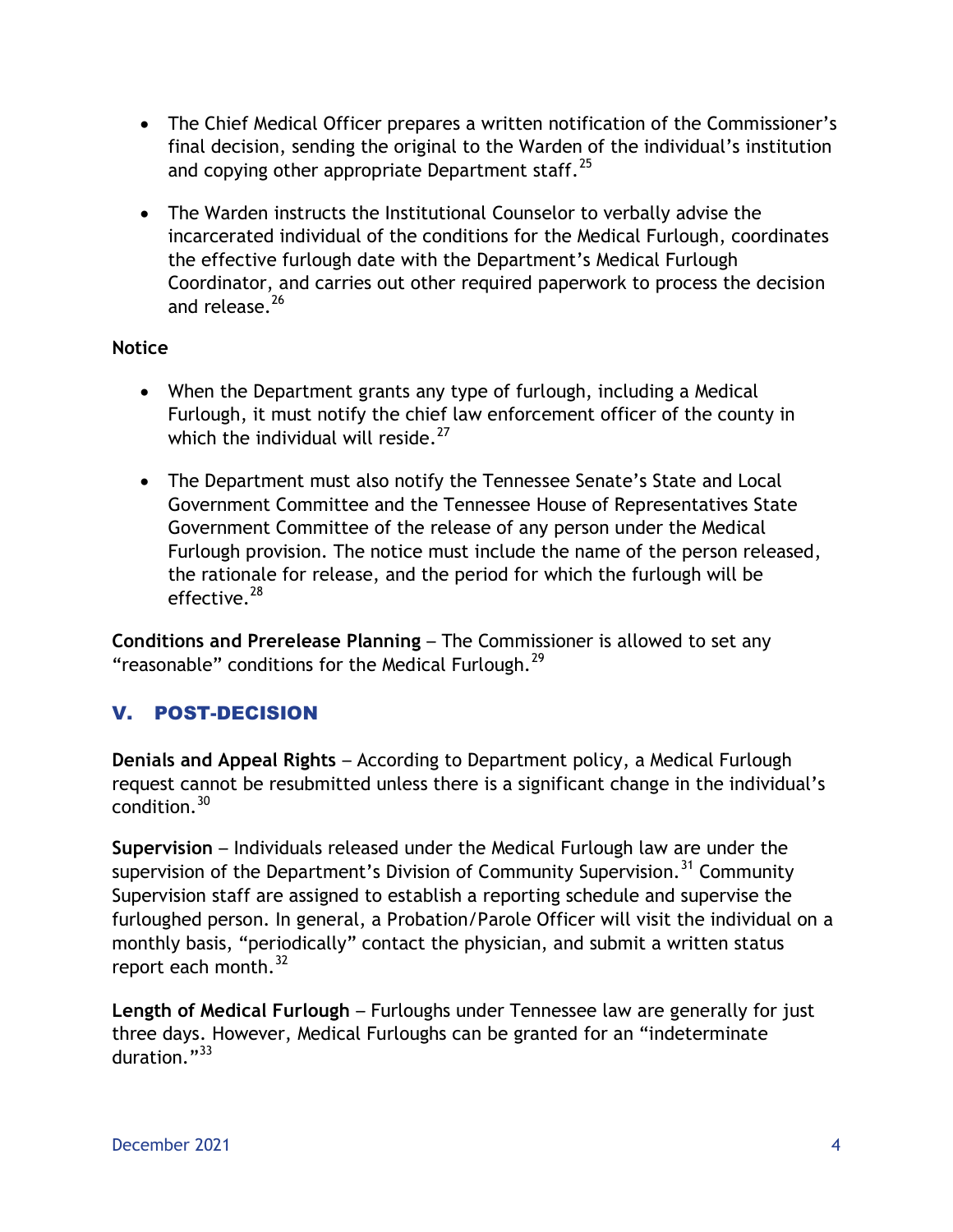- The Chief Medical Officer prepares a written notification of the Commissioner's final decision, sending the original to the Warden of the individual's institution and copying other appropriate Department staff.[25]

- The Warden instructs the Institutional Counselor to verbally advise the incarcerated individual of the conditions for the Medical Furlough, coordinates the effective furlough date with the Department's Medical Furlough Coordinator, and carries out other required paperwork to process the decision and release.[26]

**Notice**

- When the Department grants any type of furlough, including a Medical Furlough, it must notify the chief law enforcement officer of the county in which the individual will reside.[27]

- The Department must also notify the Tennessee Senate's State and Local Government Committee and the Tennessee House of Representatives State Government Committee of the release of any person under the Medical Furlough provision. The notice must include the name of the person released, the rationale for release, and the period for which the furlough will be effective.[28]

**Conditions and Prerelease Planning** – The Commissioner is allowed to set any "reasonable" conditions for the Medical Furlough.[29]

## V. POST-DECISION

**Denials and Appeal Rights** – According to Department policy, a Medical Furlough request cannot be resubmitted unless there is a significant change in the individual's condition.[30]

**Supervision** – Individuals released under the Medical Furlough law are under the supervision of the Department's Division of Community Supervision.[31] Community Supervision staff are assigned to establish a reporting schedule and supervise the furloughed person. In general, a Probation/Parole Officer will visit the individual on a monthly basis, "periodically" contact the physician, and submit a written status report each month.[32]

**Length of Medical Furlough** – Furloughs under Tennessee law are generally for just three days. However, Medical Furloughs can be granted for an "indeterminate duration."[33]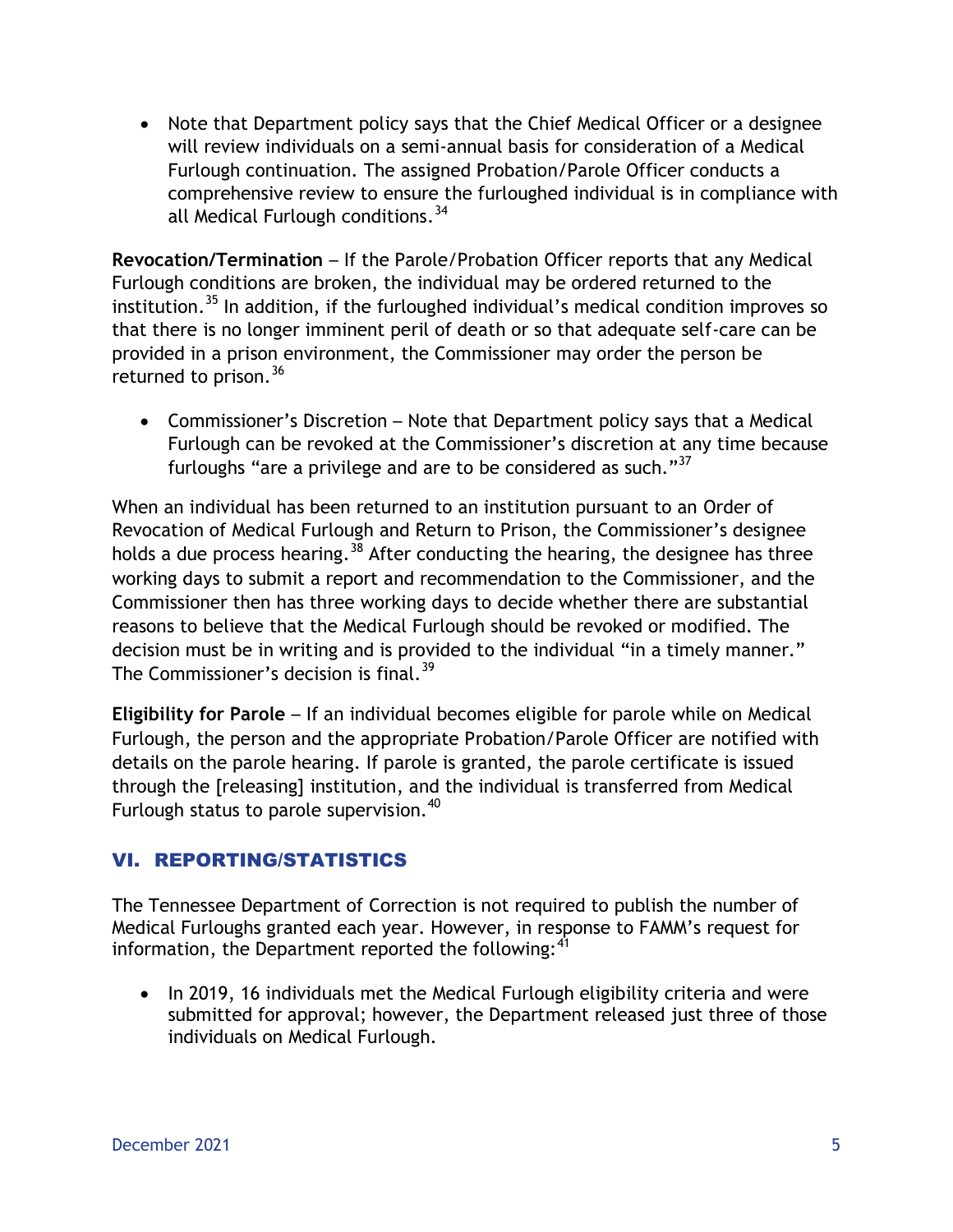- Note that Department policy says that the Chief Medical Officer or a designee will review individuals on a semi-annual basis for consideration of a Medical Furlough continuation. The assigned Probation/Parole Officer conducts a comprehensive review to ensure the furloughed individual is in compliance with all Medical Furlough conditions.[34]

**Revocation/Termination** – If the Parole/Probation Officer reports that any Medical Furlough conditions are broken, the individual may be ordered returned to the institution.[35] In addition, if the furloughed individual's medical condition improves so that there is no longer imminent peril of death or so that adequate self-care can be provided in a prison environment, the Commissioner may order the person be returned to prison.[36]

- Commissioner's Discretion – Note that Department policy says that a Medical Furlough can be revoked at the Commissioner's discretion at any time because furloughs "are a privilege and are to be considered as such."[37]

When an individual has been returned to an institution pursuant to an Order of Revocation of Medical Furlough and Return to Prison, the Commissioner's designee holds a due process hearing.[38] After conducting the hearing, the designee has three working days to submit a report and recommendation to the Commissioner, and the Commissioner then has three working days to decide whether there are substantial reasons to believe that the Medical Furlough should be revoked or modified. The decision must be in writing and is provided to the individual "in a timely manner." The Commissioner's decision is final.[39]

**Eligibility for Parole** – If an individual becomes eligible for parole while on Medical Furlough, the person and the appropriate Probation/Parole Officer are notified with details on the parole hearing. If parole is granted, the parole certificate is issued through the [releasing] institution, and the individual is transferred from Medical Furlough status to parole supervision.[40]

## VI. REPORTING/STATISTICS

The Tennessee Department of Correction is not required to publish the number of Medical Furloughs granted each year. However, in response to FAMM's request for information, the Department reported the following:[41]

- In 2019, 16 individuals met the Medical Furlough eligibility criteria and were submitted for approval; however, the Department released just three of those individuals on Medical Furlough.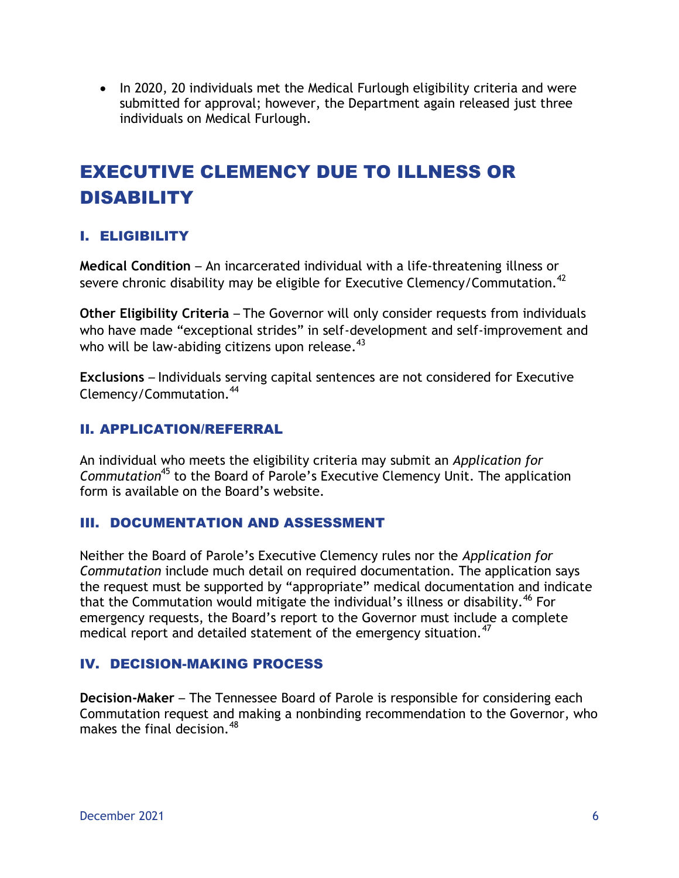- In 2020, 20 individuals met the Medical Furlough eligibility criteria and were submitted for approval; however, the Department again released just three individuals on Medical Furlough.

# EXECUTIVE CLEMENCY DUE TO ILLNESS OR DISABILITY

## I. ELIGIBILITY

**Medical Condition** – An incarcerated individual with a life-threatening illness or severe chronic disability may be eligible for Executive Clemency/Commutation.[42]

**Other Eligibility Criteria** – The Governor will only consider requests from individuals who have made "exceptional strides" in self-development and self-improvement and who will be law-abiding citizens upon release.[43]

**Exclusions** – Individuals serving capital sentences are not considered for Executive Clemency/Commutation.[44]

## II. APPLICATION/REFERRAL

An individual who meets the eligibility criteria may submit an *Application for Commutation*[45] to the Board of Parole's Executive Clemency Unit. The application form is available on the Board's website.

## III. DOCUMENTATION AND ASSESSMENT

Neither the Board of Parole's Executive Clemency rules nor the *Application for Commutation* include much detail on required documentation. The application says the request must be supported by "appropriate" medical documentation and indicate that the Commutation would mitigate the individual's illness or disability.[46] For emergency requests, the Board's report to the Governor must include a complete medical report and detailed statement of the emergency situation.[47]

## IV. DECISION-MAKING PROCESS

**Decision-Maker** – The Tennessee Board of Parole is responsible for considering each Commutation request and making a nonbinding recommendation to the Governor, who makes the final decision.[48]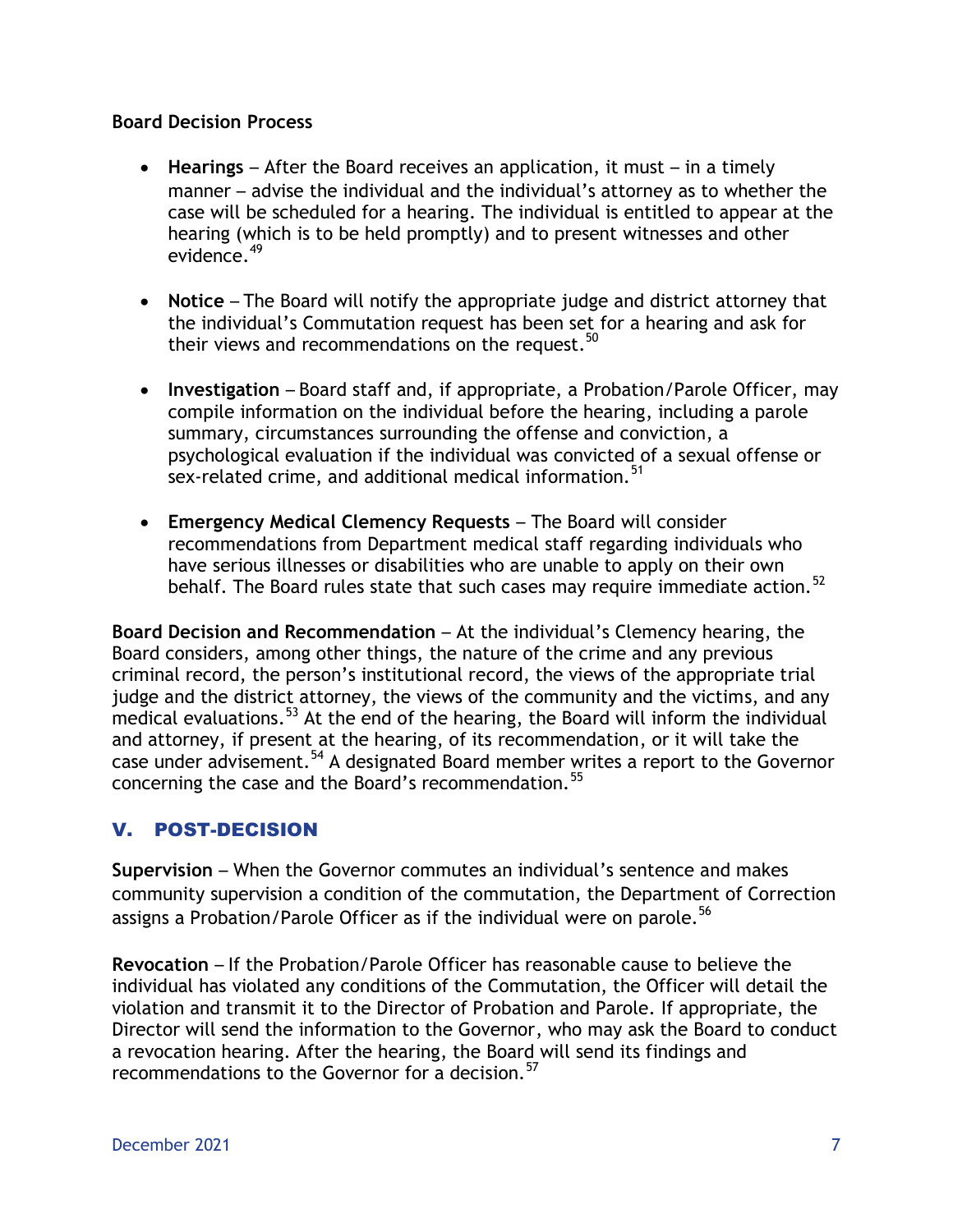**Board Decision Process**

- **Hearings** – After the Board receives an application, it must – in a timely manner – advise the individual and the individual's attorney as to whether the case will be scheduled for a hearing. The individual is entitled to appear at the hearing (which is to be held promptly) and to present witnesses and other evidence.[49]

- **Notice** – The Board will notify the appropriate judge and district attorney that the individual's Commutation request has been set for a hearing and ask for their views and recommendations on the request.[50]

- **Investigation** – Board staff and, if appropriate, a Probation/Parole Officer, may compile information on the individual before the hearing, including a parole summary, circumstances surrounding the offense and conviction, a psychological evaluation if the individual was convicted of a sexual offense or sex-related crime, and additional medical information.[51]

- **Emergency Medical Clemency Requests** – The Board will consider recommendations from Department medical staff regarding individuals who have serious illnesses or disabilities who are unable to apply on their own behalf. The Board rules state that such cases may require immediate action.[52]

**Board Decision and Recommendation** – At the individual's Clemency hearing, the Board considers, among other things, the nature of the crime and any previous criminal record, the person's institutional record, the views of the appropriate trial judge and the district attorney, the views of the community and the victims, and any medical evaluations.[53] At the end of the hearing, the Board will inform the individual and attorney, if present at the hearing, of its recommendation, or it will take the case under advisement.[54] A designated Board member writes a report to the Governor concerning the case and the Board's recommendation.[55]

## V. POST-DECISION

**Supervision** – When the Governor commutes an individual's sentence and makes community supervision a condition of the commutation, the Department of Correction assigns a Probation/Parole Officer as if the individual were on parole.[56]

**Revocation** – If the Probation/Parole Officer has reasonable cause to believe the individual has violated any conditions of the Commutation, the Officer will detail the violation and transmit it to the Director of Probation and Parole. If appropriate, the Director will send the information to the Governor, who may ask the Board to conduct a revocation hearing. After the hearing, the Board will send its findings and recommendations to the Governor for a decision.[57]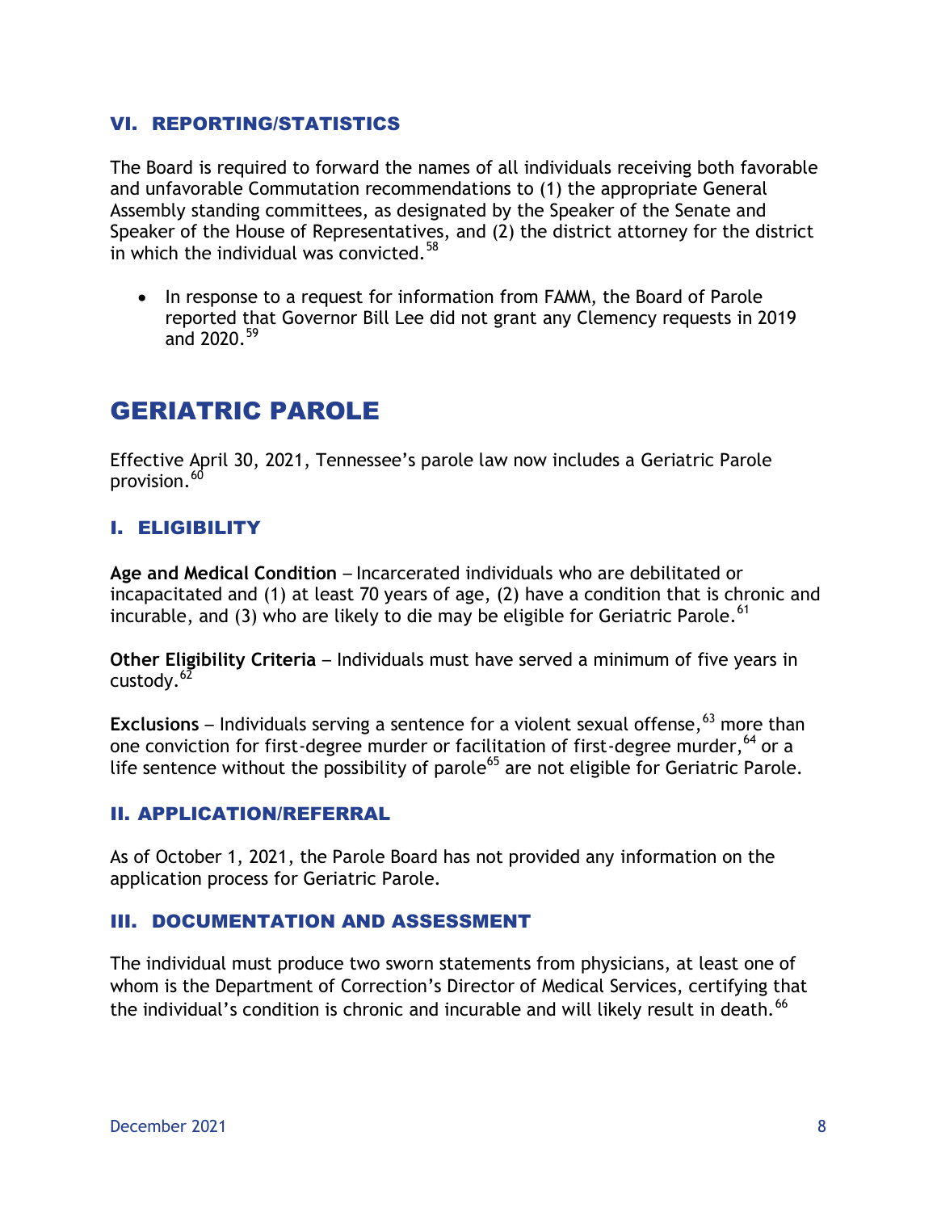### VI. REPORTING/STATISTICS

The Board is required to forward the names of all individuals receiving both favorable and unfavorable Commutation recommendations to (1) the appropriate General Assembly standing committees, as designated by the Speaker of the Senate and Speaker of the House of Representatives, and (2) the district attorney for the district in which the individual was convicted.[58]

- In response to a request for information from FAMM, the Board of Parole reported that Governor Bill Lee did not grant any Clemency requests in 2019 and 2020.[59]

## GERIATRIC PAROLE

Effective April 30, 2021, Tennessee's parole law now includes a Geriatric Parole provision.[60]

### I. ELIGIBILITY

**Age and Medical Condition** – Incarcerated individuals who are debilitated or incapacitated and (1) at least 70 years of age, (2) have a condition that is chronic and incurable, and (3) who are likely to die may be eligible for Geriatric Parole.[61]

**Other Eligibility Criteria** – Individuals must have served a minimum of five years in custody.[62]

**Exclusions** – Individuals serving a sentence for a violent sexual offense,[63] more than one conviction for first-degree murder or facilitation of first-degree murder,[64] or a life sentence without the possibility of parole[65] are not eligible for Geriatric Parole.

### II. APPLICATION/REFERRAL

As of October 1, 2021, the Parole Board has not provided any information on the application process for Geriatric Parole.

### III. DOCUMENTATION AND ASSESSMENT

The individual must produce two sworn statements from physicians, at least one of whom is the Department of Correction's Director of Medical Services, certifying that the individual's condition is chronic and incurable and will likely result in death.[66]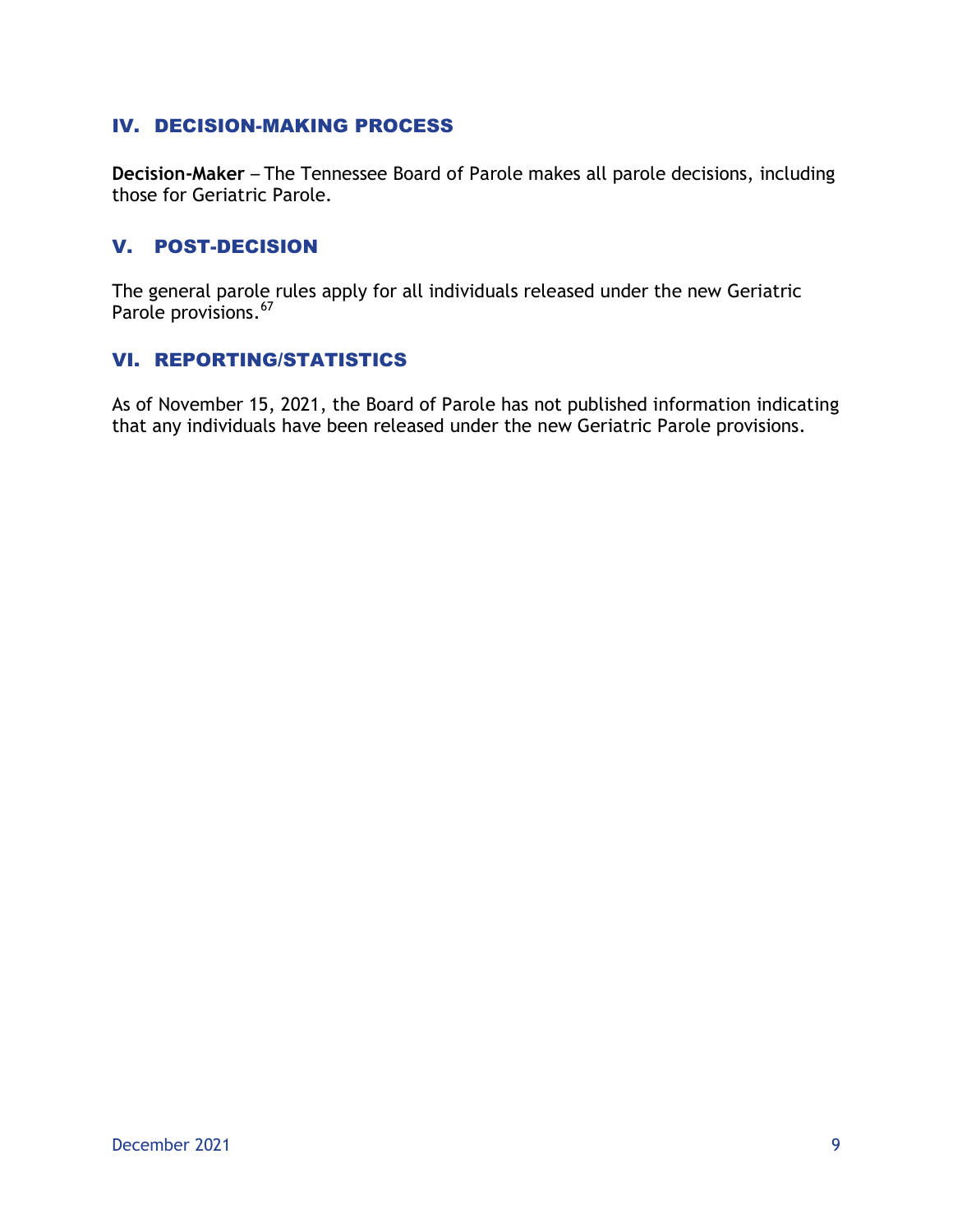## IV. DECISION-MAKING PROCESS

**Decision-Maker** – The Tennessee Board of Parole makes all parole decisions, including those for Geriatric Parole.

## V. POST-DECISION

The general parole rules apply for all individuals released under the new Geriatric Parole provisions.[67]

## VI. REPORTING/STATISTICS

As of November 15, 2021, the Board of Parole has not published information indicating that any individuals have been released under the new Geriatric Parole provisions.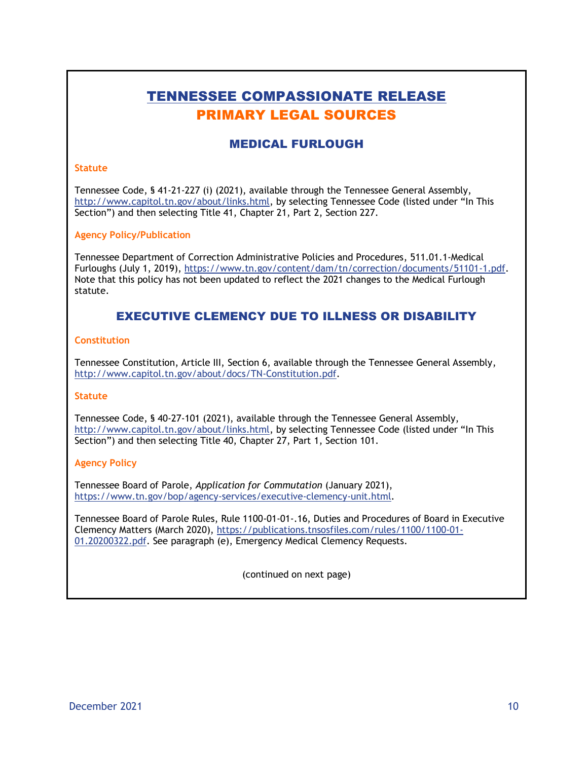# TENNESSEE COMPASSIONATE RELEASE
# PRIMARY LEGAL SOURCES

## MEDICAL FURLOUGH

### Statute

Tennessee Code, § 41-21-227 (i) (2021), available through the Tennessee General Assembly, http://www.capitol.tn.gov/about/links.html, by selecting Tennessee Code (listed under "In This Section") and then selecting Title 41, Chapter 21, Part 2, Section 227.

### Agency Policy/Publication

Tennessee Department of Correction Administrative Policies and Procedures, 511.01.1-Medical Furloughs (July 1, 2019), https://www.tn.gov/content/dam/tn/correction/documents/51101-1.pdf. Note that this policy has not been updated to reflect the 2021 changes to the Medical Furlough statute.

## EXECUTIVE CLEMENCY DUE TO ILLNESS OR DISABILITY

### Constitution

Tennessee Constitution, Article III, Section 6, available through the Tennessee General Assembly, http://www.capitol.tn.gov/about/docs/TN-Constitution.pdf.

### Statute

Tennessee Code, § 40-27-101 (2021), available through the Tennessee General Assembly, http://www.capitol.tn.gov/about/links.html, by selecting Tennessee Code (listed under "In This Section") and then selecting Title 40, Chapter 27, Part 1, Section 101.

### Agency Policy

Tennessee Board of Parole, *Application for Commutation* (January 2021), https://www.tn.gov/bop/agency-services/executive-clemency-unit.html.

Tennessee Board of Parole Rules, Rule 1100-01-01-.16, Duties and Procedures of Board in Executive Clemency Matters (March 2020), https://publications.tnsosfiles.com/rules/1100/1100-01-01.20200322.pdf. See paragraph (e), Emergency Medical Clemency Requests.

(continued on next page)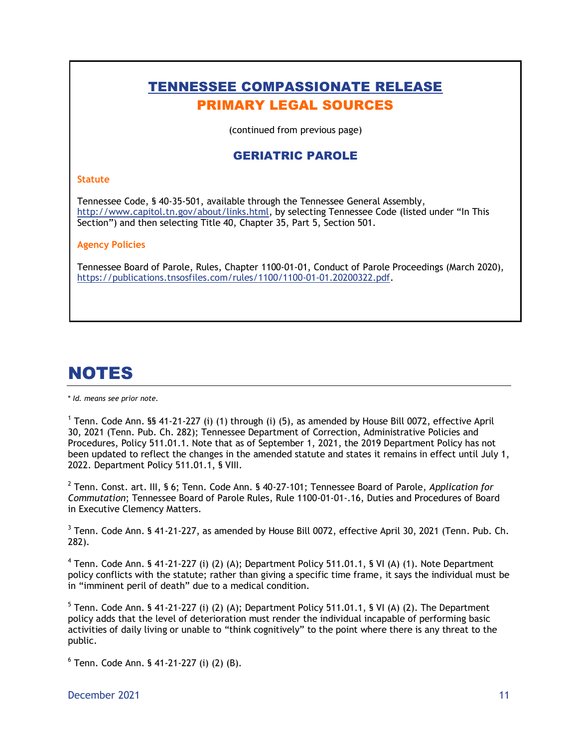## TENNESSEE COMPASSIONATE RELEASE

## PRIMARY LEGAL SOURCES

(continued from previous page)

### GERIATRIC PAROLE

**Statute**

Tennessee Code, § 40-35-501, available through the Tennessee General Assembly, http://www.capitol.tn.gov/about/links.html, by selecting Tennessee Code (listed under "In This Section") and then selecting Title 40, Chapter 35, Part 5, Section 501.

**Agency Policies**

Tennessee Board of Parole, Rules, Chapter 1100-01-01, Conduct of Parole Proceedings (March 2020), https://publications.tnsosfiles.com/rules/1100/1100-01-01.20200322.pdf.

# NOTES

\* *Id. means see prior note.*

[1] Tenn. Code Ann. §§ 41-21-227 (i) (1) through (i) (5), as amended by House Bill 0072, effective April 30, 2021 (Tenn. Pub. Ch. 282); Tennessee Department of Correction, Administrative Policies and Procedures, Policy 511.01.1. Note that as of September 1, 2021, the 2019 Department Policy has not been updated to reflect the changes in the amended statute and states it remains in effect until July 1, 2022. Department Policy 511.01.1, § VIII.

[2] Tenn. Const. art. III, § 6; Tenn. Code Ann. § 40-27-101; Tennessee Board of Parole, *Application for Commutation*; Tennessee Board of Parole Rules, Rule 1100-01-01-.16, Duties and Procedures of Board in Executive Clemency Matters.

[3] Tenn. Code Ann. § 41-21-227, as amended by House Bill 0072, effective April 30, 2021 (Tenn. Pub. Ch. 282).

[4] Tenn. Code Ann. § 41-21-227 (i) (2) (A); Department Policy 511.01.1, § VI (A) (1). Note Department policy conflicts with the statute; rather than giving a specific time frame, it says the individual must be in "imminent peril of death" due to a medical condition.

[5] Tenn. Code Ann. § 41-21-227 (i) (2) (A); Department Policy 511.01.1, § VI (A) (2). The Department policy adds that the level of deterioration must render the individual incapable of performing basic activities of daily living or unable to "think cognitively" to the point where there is any threat to the public.

[6] Tenn. Code Ann. § 41-21-227 (i) (2) (B).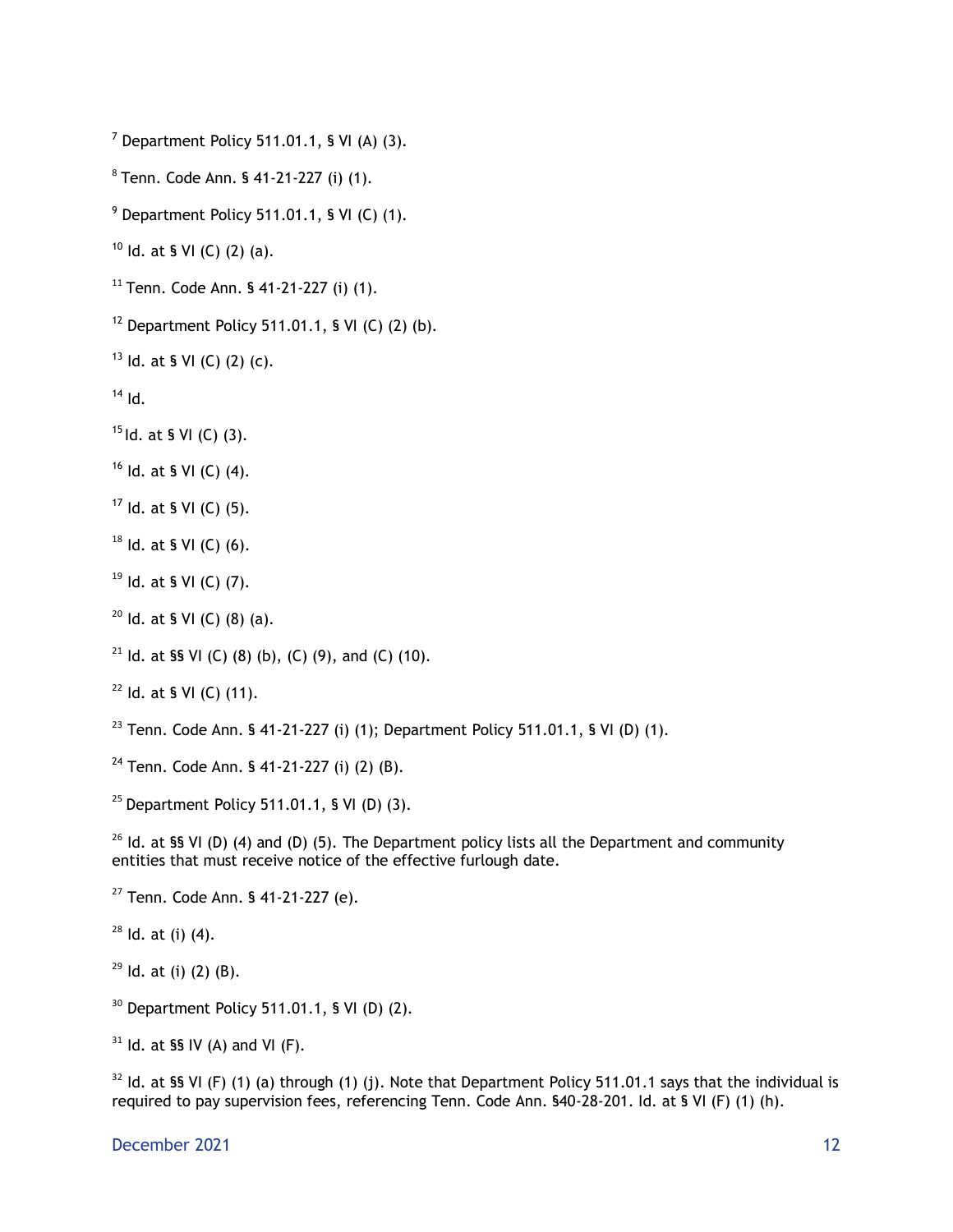[7] Department Policy 511.01.1, § VI (A) (3).

[8] Tenn. Code Ann. § 41-21-227 (i) (1).

[9] Department Policy 511.01.1, § VI (C) (1).

[10] Id. at § VI (C) (2) (a).

[11] Tenn. Code Ann. § 41-21-227 (i) (1).

[12] Department Policy 511.01.1, § VI (C) (2) (b).

[13] Id. at § VI (C) (2) (c).

[14] Id.

[15] Id. at § VI (C) (3).

[16] Id. at § VI (C) (4).

[17] Id. at § VI (C) (5).

[18] Id. at § VI (C) (6).

[19] Id. at § VI (C) (7).

[20] Id. at § VI (C) (8) (a).

[21] Id. at §§ VI (C) (8) (b), (C) (9), and (C) (10).

[22] Id. at § VI (C) (11).

[23] Tenn. Code Ann. § 41-21-227 (i) (1); Department Policy 511.01.1, § VI (D) (1).

[24] Tenn. Code Ann. § 41-21-227 (i) (2) (B).

[25] Department Policy 511.01.1, § VI (D) (3).

[26] Id. at §§ VI (D) (4) and (D) (5). The Department policy lists all the Department and community entities that must receive notice of the effective furlough date.

[27] Tenn. Code Ann. § 41-21-227 (e).

[28] Id. at (i) (4).

[29] Id. at (i) (2) (B).

[30] Department Policy 511.01.1, § VI (D) (2).

[31] Id. at §§ IV (A) and VI (F).

[32] Id. at §§ VI (F) (1) (a) through (1) (j). Note that Department Policy 511.01.1 says that the individual is required to pay supervision fees, referencing Tenn. Code Ann. §40-28-201. Id. at § VI (F) (1) (h).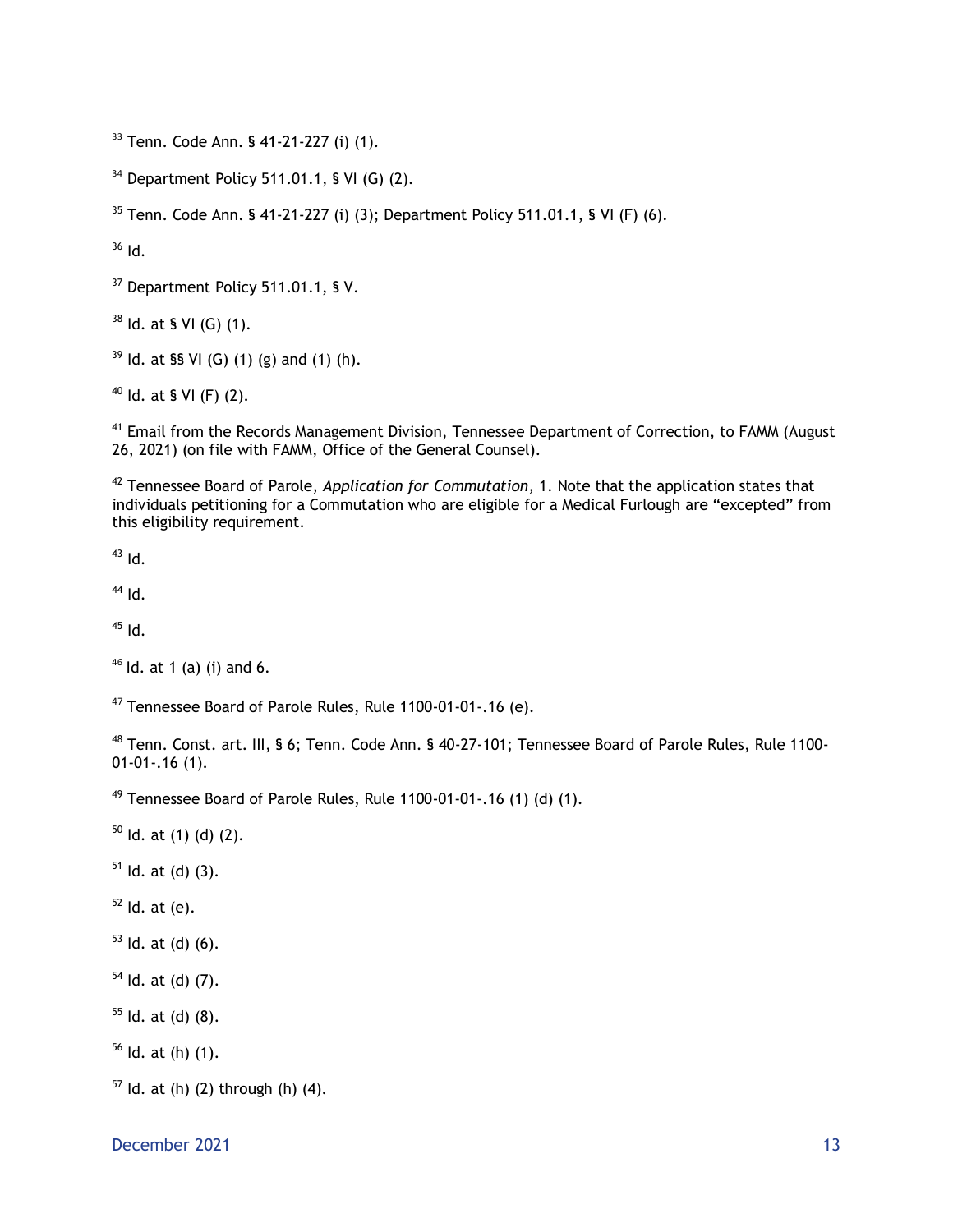[33] Tenn. Code Ann. § 41-21-227 (i) (1).

[34] Department Policy 511.01.1, § VI (G) (2).

[35] Tenn. Code Ann. § 41-21-227 (i) (3); Department Policy 511.01.1, § VI (F) (6).

[36] Id.

[37] Department Policy 511.01.1, § V.

[38] Id. at § VI (G) (1).

[39] Id. at §§ VI (G) (1) (g) and (1) (h).

[40] Id. at § VI (F) (2).

[41] Email from the Records Management Division, Tennessee Department of Correction, to FAMM (August 26, 2021) (on file with FAMM, Office of the General Counsel).

[42] Tennessee Board of Parole, *Application for Commutation*, 1. Note that the application states that individuals petitioning for a Commutation who are eligible for a Medical Furlough are "excepted" from this eligibility requirement.

[43] Id.

[44] Id.

[45] Id.

[46] Id. at 1 (a) (i) and 6.

[47] Tennessee Board of Parole Rules, Rule 1100-01-01-.16 (e).

[48] Tenn. Const. art. III, § 6; Tenn. Code Ann. § 40-27-101; Tennessee Board of Parole Rules, Rule 1100-01-01-.16 (1).

[49] Tennessee Board of Parole Rules, Rule 1100-01-01-.16 (1) (d) (1).

[50] Id. at (1) (d) (2).

[51] Id. at (d) (3).

[52] Id. at (e).

[53] Id. at (d) (6).

[54] Id. at (d) (7).

[55] Id. at (d) (8).

[56] Id. at (h) (1).

[57] Id. at (h) (2) through (h) (4).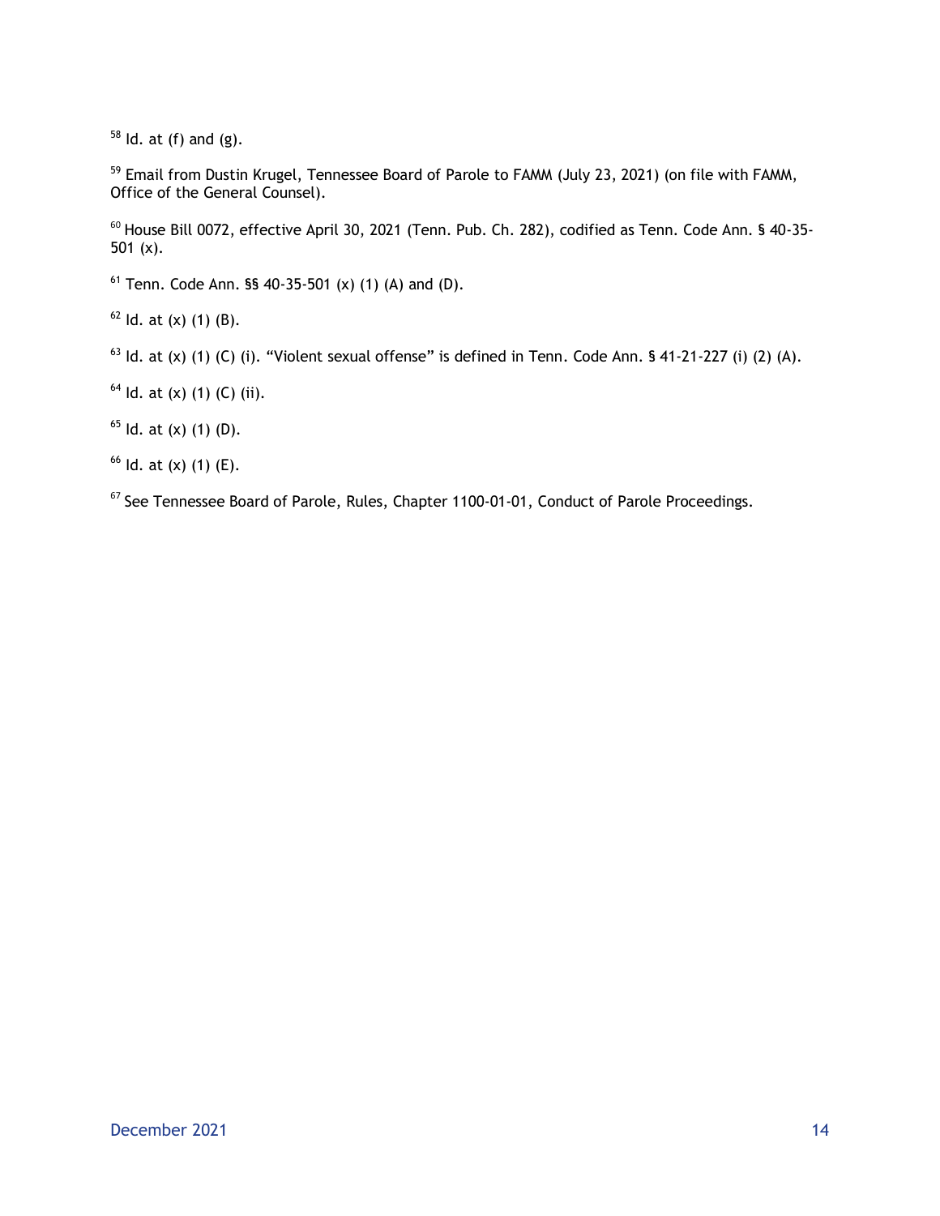[58] Id. at (f) and (g).

[59] Email from Dustin Krugel, Tennessee Board of Parole to FAMM (July 23, 2021) (on file with FAMM, Office of the General Counsel).

[60] House Bill 0072, effective April 30, 2021 (Tenn. Pub. Ch. 282), codified as Tenn. Code Ann. § 40-35-501 (x).

[61] Tenn. Code Ann. §§ 40-35-501 (x) (1) (A) and (D).

[62] Id. at (x) (1) (B).

[63] Id. at (x) (1) (C) (i). "Violent sexual offense" is defined in Tenn. Code Ann. § 41-21-227 (i) (2) (A).

[64] Id. at (x) (1) (C) (ii).

[65] Id. at (x) (1) (D).

[66] Id. at (x) (1) (E).

[67] See Tennessee Board of Parole, Rules, Chapter 1100-01-01, Conduct of Parole Proceedings.